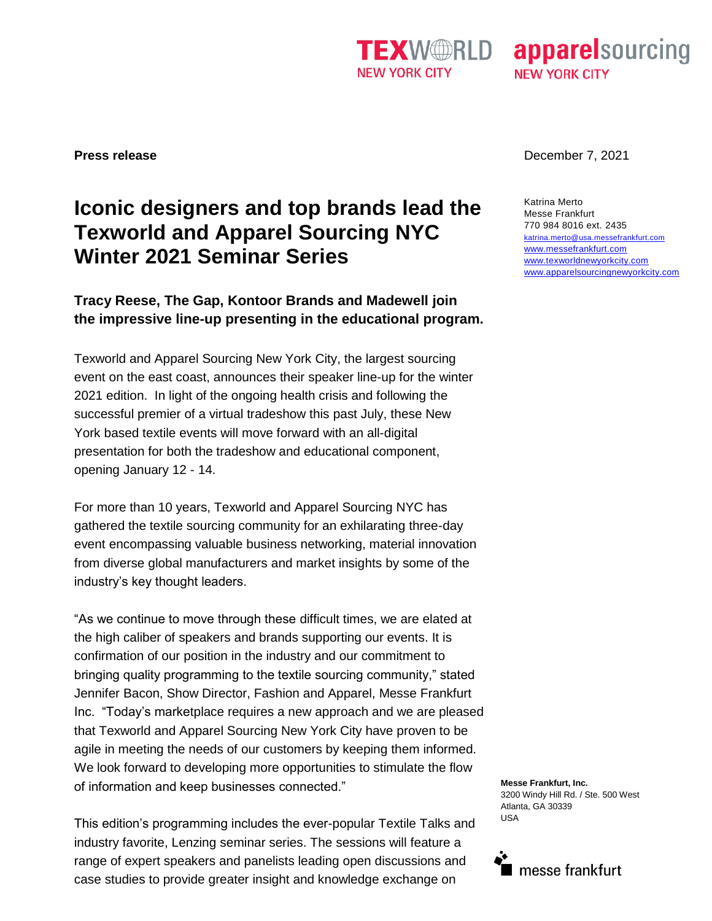**Press release**

December 7, 2021

Katrina Merto
Messe Frankfurt
770 984 8016 ext. 2435
katrina.merto@usa.messefrankfurt.com
www.messefrankfurt.com
www.texworldnewyorkcity.com
www.apparelsourcingnewyorkcity.com

# Iconic designers and top brands lead the Texworld and Apparel Sourcing NYC Winter 2021 Seminar Series

## Tracy Reese, The Gap, Kontoor Brands and Madewell join the impressive line-up presenting in the educational program.

Texworld and Apparel Sourcing New York City, the largest sourcing event on the east coast, announces their speaker line-up for the winter 2021 edition. In light of the ongoing health crisis and following the successful premier of a virtual tradeshow this past July, these New York based textile events will move forward with an all-digital presentation for both the tradeshow and educational component, opening January 12 - 14.

For more than 10 years, Texworld and Apparel Sourcing NYC has gathered the textile sourcing community for an exhilarating three-day event encompassing valuable business networking, material innovation from diverse global manufacturers and market insights by some of the industry's key thought leaders.

"As we continue to move through these difficult times, we are elated at the high caliber of speakers and brands supporting our events. It is confirmation of our position in the industry and our commitment to bringing quality programming to the textile sourcing community," stated Jennifer Bacon, Show Director, Fashion and Apparel, Messe Frankfurt Inc. "Today's marketplace requires a new approach and we are pleased that Texworld and Apparel Sourcing New York City have proven to be agile in meeting the needs of our customers by keeping them informed. We look forward to developing more opportunities to stimulate the flow of information and keep businesses connected."

This edition's programming includes the ever-popular Textile Talks and industry favorite, Lenzing seminar series. The sessions will feature a range of expert speakers and panelists leading open discussions and case studies to provide greater insight and knowledge exchange on

**Messe Frankfurt, Inc.**
3200 Windy Hill Rd. / Ste. 500 West
Atlanta, GA 30339
USA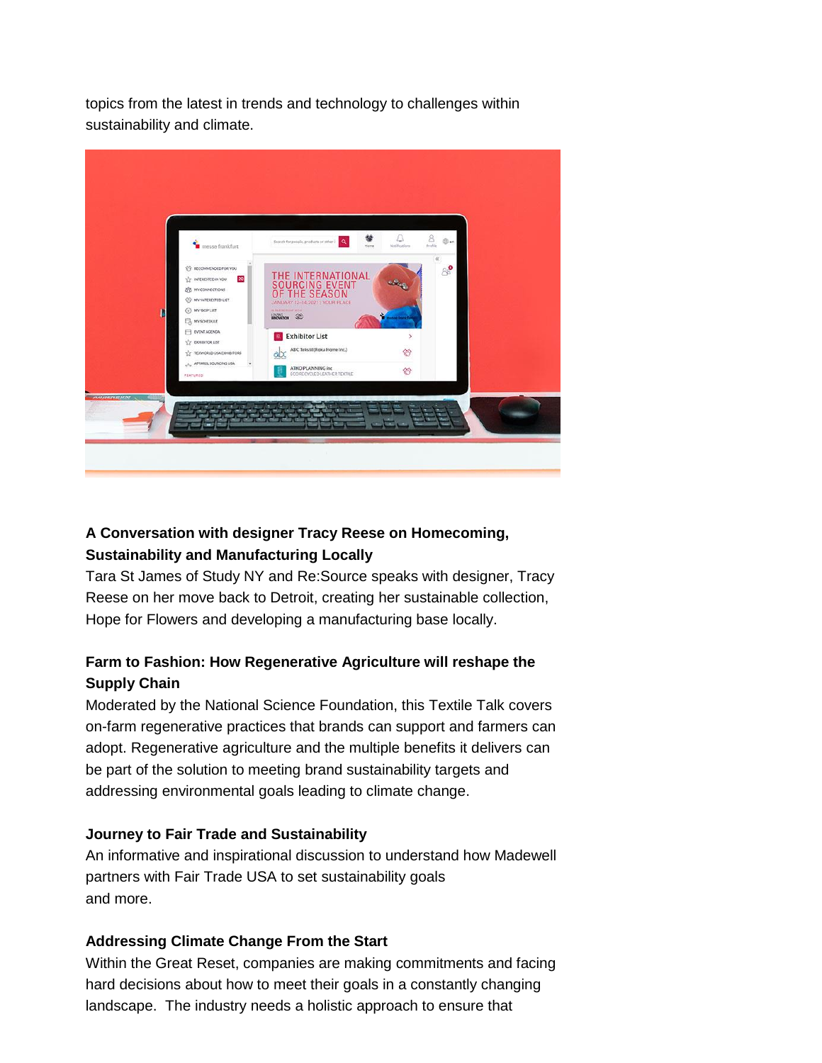topics from the latest in trends and technology to challenges within sustainability and climate.

**A Conversation with designer Tracy Reese on Homecoming, Sustainability and Manufacturing Locally**

Tara St James of Study NY and Re:Source speaks with designer, Tracy Reese on her move back to Detroit, creating her sustainable collection, Hope for Flowers and developing a manufacturing base locally.

**Farm to Fashion: How Regenerative Agriculture will reshape the Supply Chain**

Moderated by the National Science Foundation, this Textile Talk covers on-farm regenerative practices that brands can support and farmers can adopt. Regenerative agriculture and the multiple benefits it delivers can be part of the solution to meeting brand sustainability targets and addressing environmental goals leading to climate change.

**Journey to Fair Trade and Sustainability**

An informative and inspirational discussion to understand how Madewell partners with Fair Trade USA to set sustainability goals and more.

**Addressing Climate Change From the Start**

Within the Great Reset, companies are making commitments and facing hard decisions about how to meet their goals in a constantly changing landscape. The industry needs a holistic approach to ensure that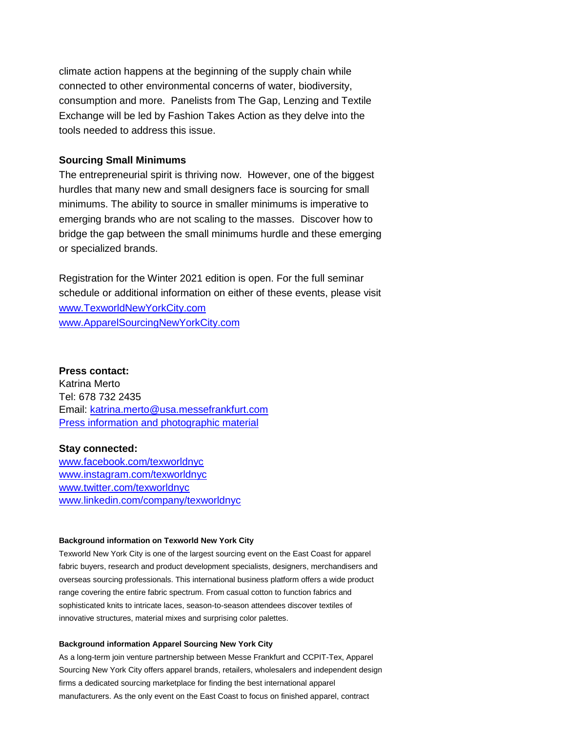climate action happens at the beginning of the supply chain while connected to other environmental concerns of water, biodiversity, consumption and more. Panelists from The Gap, Lenzing and Textile Exchange will be led by Fashion Takes Action as they delve into the tools needed to address this issue.

**Sourcing Small Minimums**

The entrepreneurial spirit is thriving now. However, one of the biggest hurdles that many new and small designers face is sourcing for small minimums. The ability to source in smaller minimums is imperative to emerging brands who are not scaling to the masses. Discover how to bridge the gap between the small minimums hurdle and these emerging or specialized brands.

Registration for the Winter 2021 edition is open. For the full seminar schedule or additional information on either of these events, please visit
[www.TexworldNewYorkCity.com](www.TexworldNewYorkCity.com)
[www.ApparelSourcingNewYorkCity.com](www.ApparelSourcingNewYorkCity.com)

**Press contact:**
Katrina Merto
Tel: 678 732 2435
Email: katrina.merto@usa.messefrankfurt.com
Press information and photographic material

**Stay connected:**
www.facebook.com/texworldnyc
www.instagram.com/texworldnyc
www.twitter.com/texworldnyc
www.linkedin.com/company/texworldnyc

**Background information on Texworld New York City**

Texworld New York City is one of the largest sourcing event on the East Coast for apparel fabric buyers, research and product development specialists, designers, merchandisers and overseas sourcing professionals. This international business platform offers a wide product range covering the entire fabric spectrum. From casual cotton to function fabrics and sophisticated knits to intricate laces, season-to-season attendees discover textiles of innovative structures, material mixes and surprising color palettes.

**Background information Apparel Sourcing New York City**

As a long-term join venture partnership between Messe Frankfurt and CCPIT-Tex, Apparel Sourcing New York City offers apparel brands, retailers, wholesalers and independent design firms a dedicated sourcing marketplace for finding the best international apparel manufacturers. As the only event on the East Coast to focus on finished apparel, contract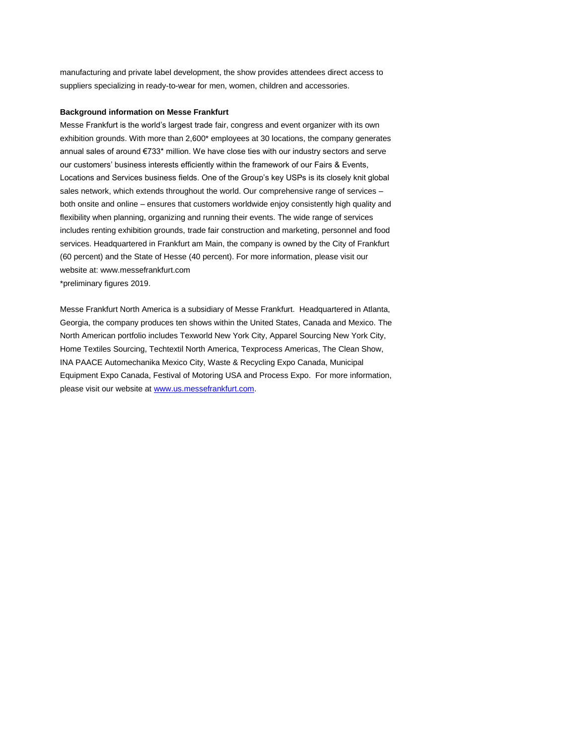manufacturing and private label development, the show provides attendees direct access to suppliers specializing in ready-to-wear for men, women, children and accessories.

**Background information on Messe Frankfurt**

Messe Frankfurt is the world's largest trade fair, congress and event organizer with its own exhibition grounds. With more than 2,600* employees at 30 locations, the company generates annual sales of around €733* million. We have close ties with our industry sectors and serve our customers' business interests efficiently within the framework of our Fairs & Events, Locations and Services business fields. One of the Group's key USPs is its closely knit global sales network, which extends throughout the world. Our comprehensive range of services – both onsite and online – ensures that customers worldwide enjoy consistently high quality and flexibility when planning, organizing and running their events. The wide range of services includes renting exhibition grounds, trade fair construction and marketing, personnel and food services. Headquartered in Frankfurt am Main, the company is owned by the City of Frankfurt (60 percent) and the State of Hesse (40 percent). For more information, please visit our website at: www.messefrankfurt.com

*preliminary figures 2019.

Messe Frankfurt North America is a subsidiary of Messe Frankfurt. Headquartered in Atlanta, Georgia, the company produces ten shows within the United States, Canada and Mexico. The North American portfolio includes Texworld New York City, Apparel Sourcing New York City, Home Textiles Sourcing, Techtextil North America, Texprocess Americas, The Clean Show, INA PAACE Automechanika Mexico City, Waste & Recycling Expo Canada, Municipal Equipment Expo Canada, Festival of Motoring USA and Process Expo. For more information, please visit our website at www.us.messefrankfurt.com.